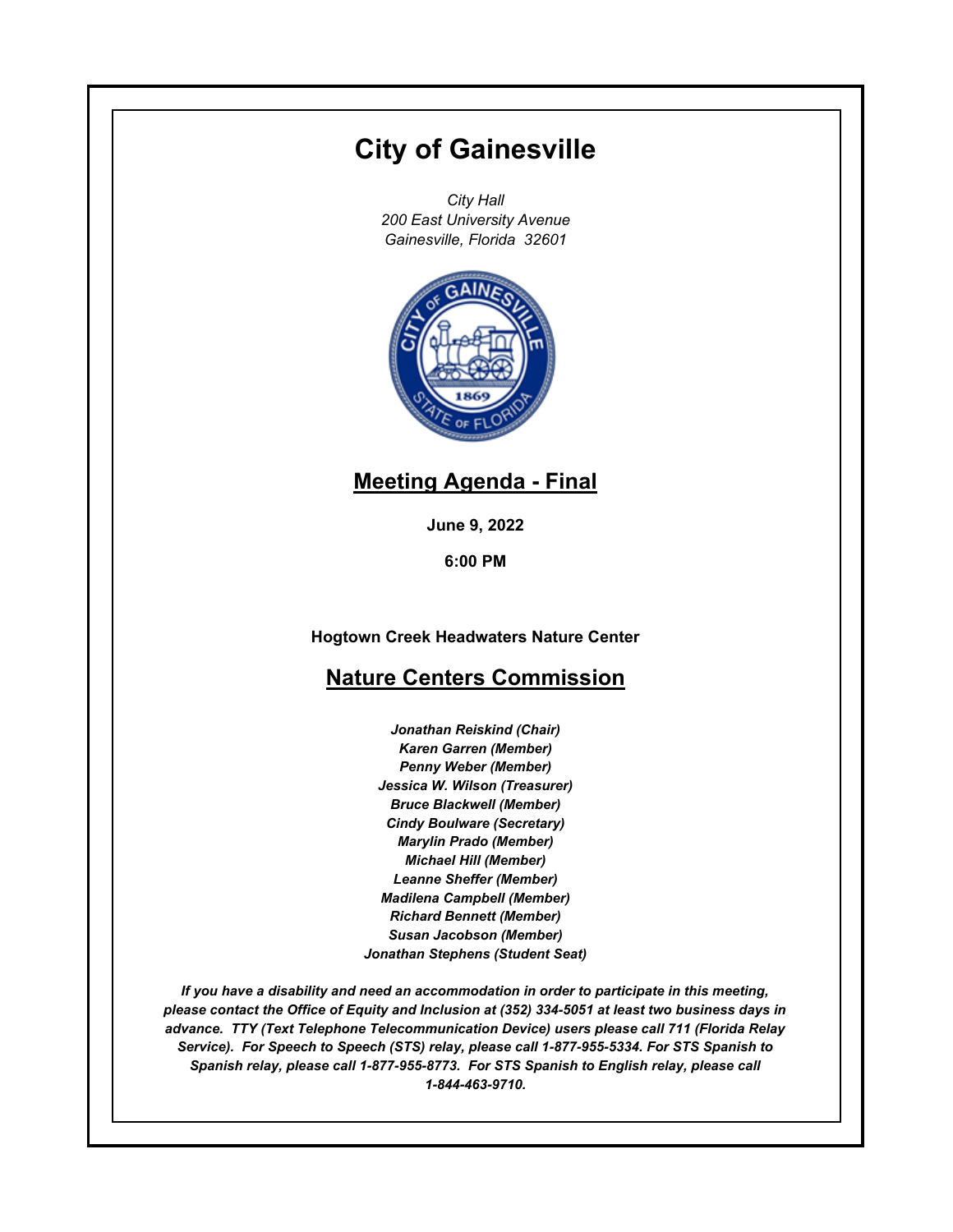# City of Gainesville

*City Hall*
*200 East University Avenue*
*Gainesville, Florida 32601*

## Meeting Agenda - Final

**June 9, 2022**

**6:00 PM**

**Hogtown Creek Headwaters Nature Center**

## Nature Centers Commission

***Jonathan Reiskind (Chair)***
***Karen Garren (Member)***
***Penny Weber (Member)***
***Jessica W. Wilson (Treasurer)***
***Bruce Blackwell (Member)***
***Cindy Boulware (Secretary)***
***Marylin Prado (Member)***
***Michael Hill (Member)***
***Leanne Sheffer (Member)***
***Madilena Campbell (Member)***
***Richard Bennett (Member)***
***Susan Jacobson (Member)***
***Jonathan Stephens (Student Seat)***

***If you have a disability and need an accommodation in order to participate in this meeting, please contact the Office of Equity and Inclusion at (352) 334-5051 at least two business days in advance. TTY (Text Telephone Telecommunication Device) users please call 711 (Florida Relay Service). For Speech to Speech (STS) relay, please call 1-877-955-5334. For STS Spanish to Spanish relay, please call 1-877-955-8773. For STS Spanish to English relay, please call 1-844-463-9710.***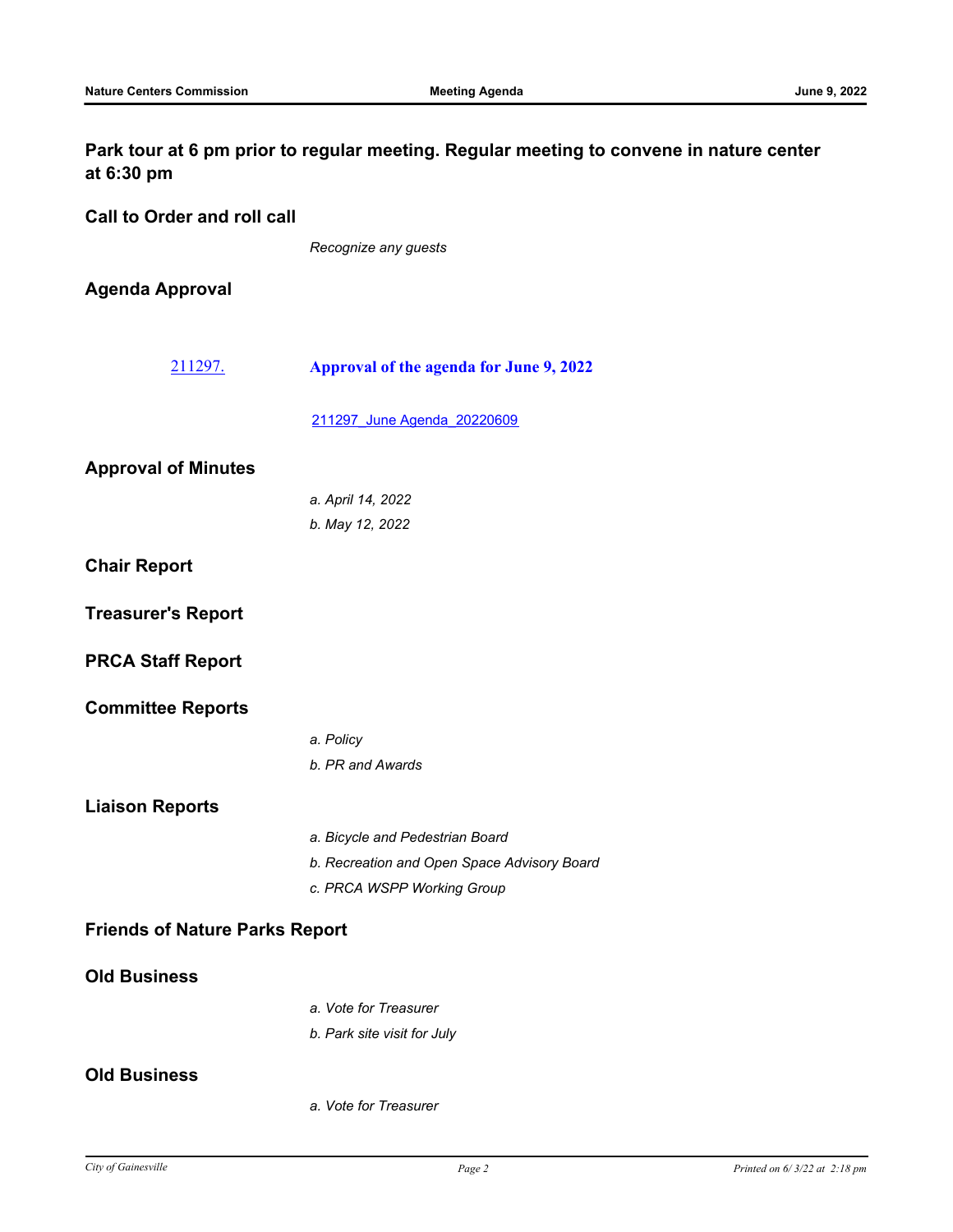**Park tour at 6 pm prior to regular meeting. Regular meeting to convene in nature center at 6:30 pm**

## Call to Order and roll call

*Recognize any guests*

## Agenda Approval

[211297.](211297.) **[Approval of the agenda for June 9, 2022]()**

[211297_June Agenda_20220609]()

## Approval of Minutes

*a. April 14, 2022*

*b. May 12, 2022*

## Chair Report

## Treasurer's Report

## PRCA Staff Report

## Committee Reports

*a. Policy*

*b. PR and Awards*

## Liaison Reports

*a. Bicycle and Pedestrian Board*

*b. Recreation and Open Space Advisory Board*

*c. PRCA WSPP Working Group*

## Friends of Nature Parks Report

## Old Business

*a. Vote for Treasurer*

*b. Park site visit for July*

## Old Business

*a. Vote for Treasurer*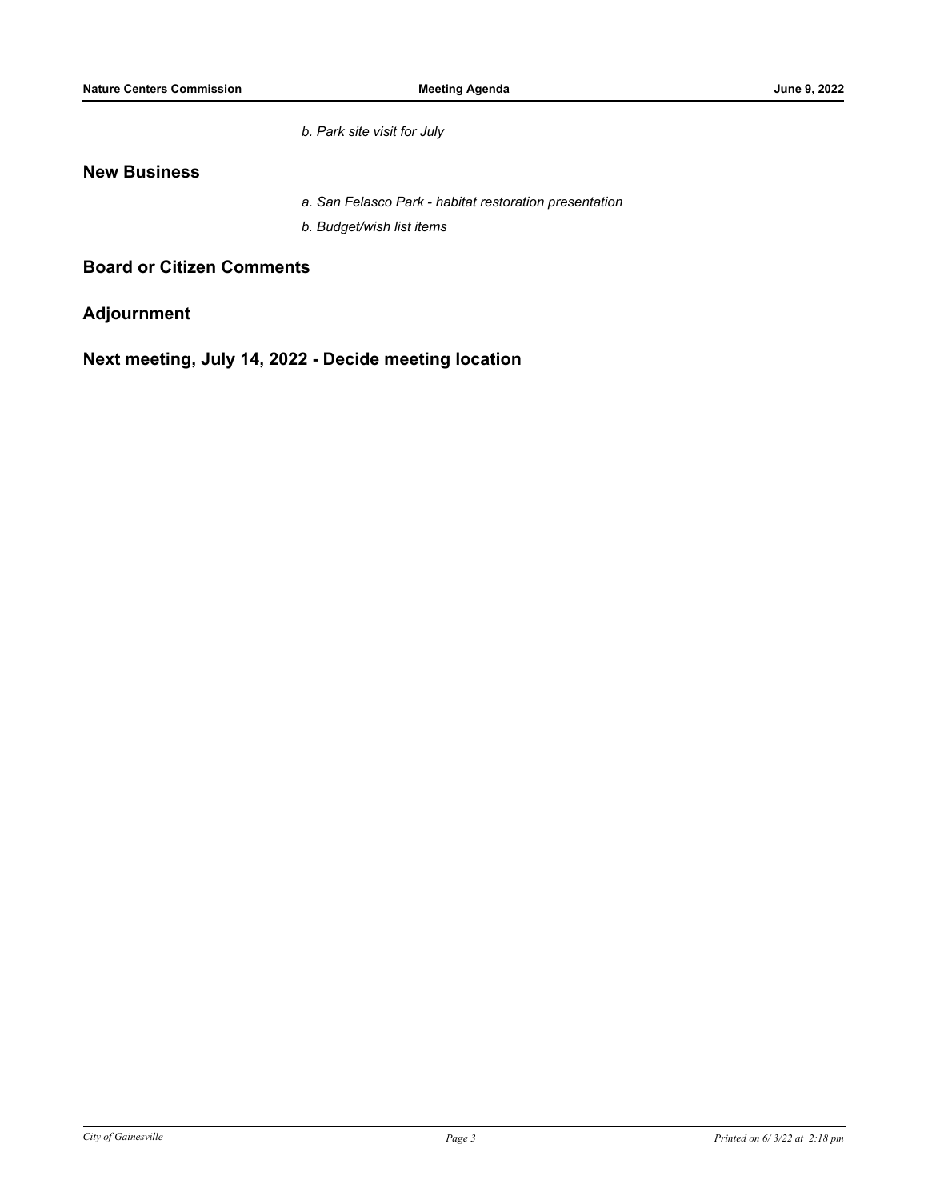*b. Park site visit for July*

## New Business

*a. San Felasco Park - habitat restoration presentation*

*b. Budget/wish list items*

## Board or Citizen Comments

## Adjournment

## Next meeting, July 14, 2022 - Decide meeting location